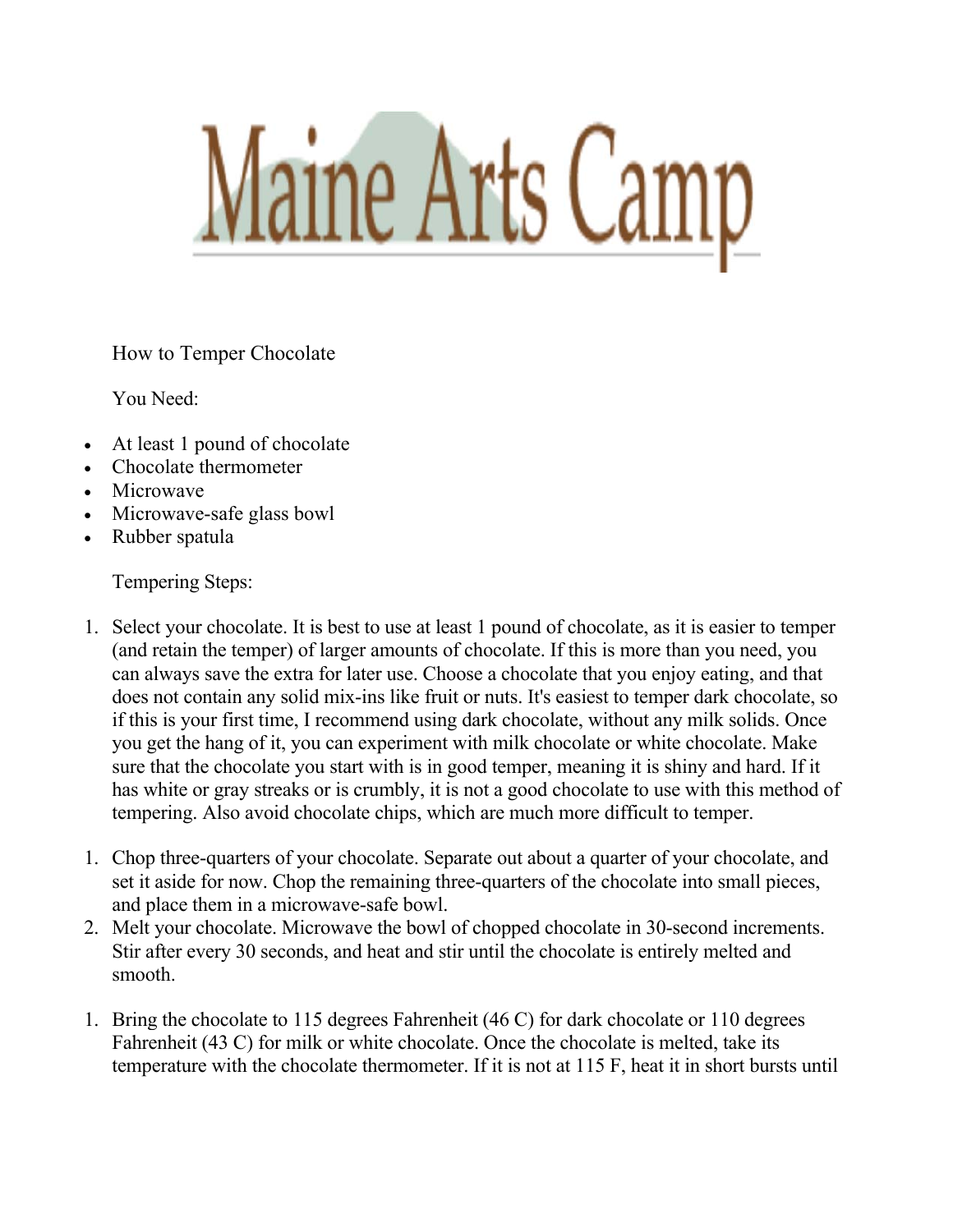# Maine Arts Camp

How to Temper Chocolate

You Need:

- At least 1 pound of chocolate
- Chocolate thermometer
- Microwave
- Microwave-safe glass bowl
- Rubber spatula

Tempering Steps:

1. Select your chocolate. It is best to use at least 1 pound of chocolate, as it is easier to temper (and retain the temper) of larger amounts of chocolate. If this is more than you need, you can always save the extra for later use. Choose a chocolate that you enjoy eating, and that does not contain any solid mix-ins like fruit or nuts. It's easiest to temper dark chocolate, so if this is your first time, I recommend using dark chocolate, without any milk solids. Once you get the hang of it, you can experiment with milk chocolate or white chocolate. Make sure that the chocolate you start with is in good temper, meaning it is shiny and hard. If it has white or gray streaks or is crumbly, it is not a good chocolate to use with this method of tempering. Also avoid chocolate chips, which are much more difficult to temper.

1. Chop three-quarters of your chocolate. Separate out about a quarter of your chocolate, and set it aside for now. Chop the remaining three-quarters of the chocolate into small pieces, and place them in a microwave-safe bowl.
2. Melt your chocolate. Microwave the bowl of chopped chocolate in 30-second increments. Stir after every 30 seconds, and heat and stir until the chocolate is entirely melted and smooth.

1. Bring the chocolate to 115 degrees Fahrenheit (46 C) for dark chocolate or 110 degrees Fahrenheit (43 C) for milk or white chocolate. Once the chocolate is melted, take its temperature with the chocolate thermometer. If it is not at 115 F, heat it in short bursts until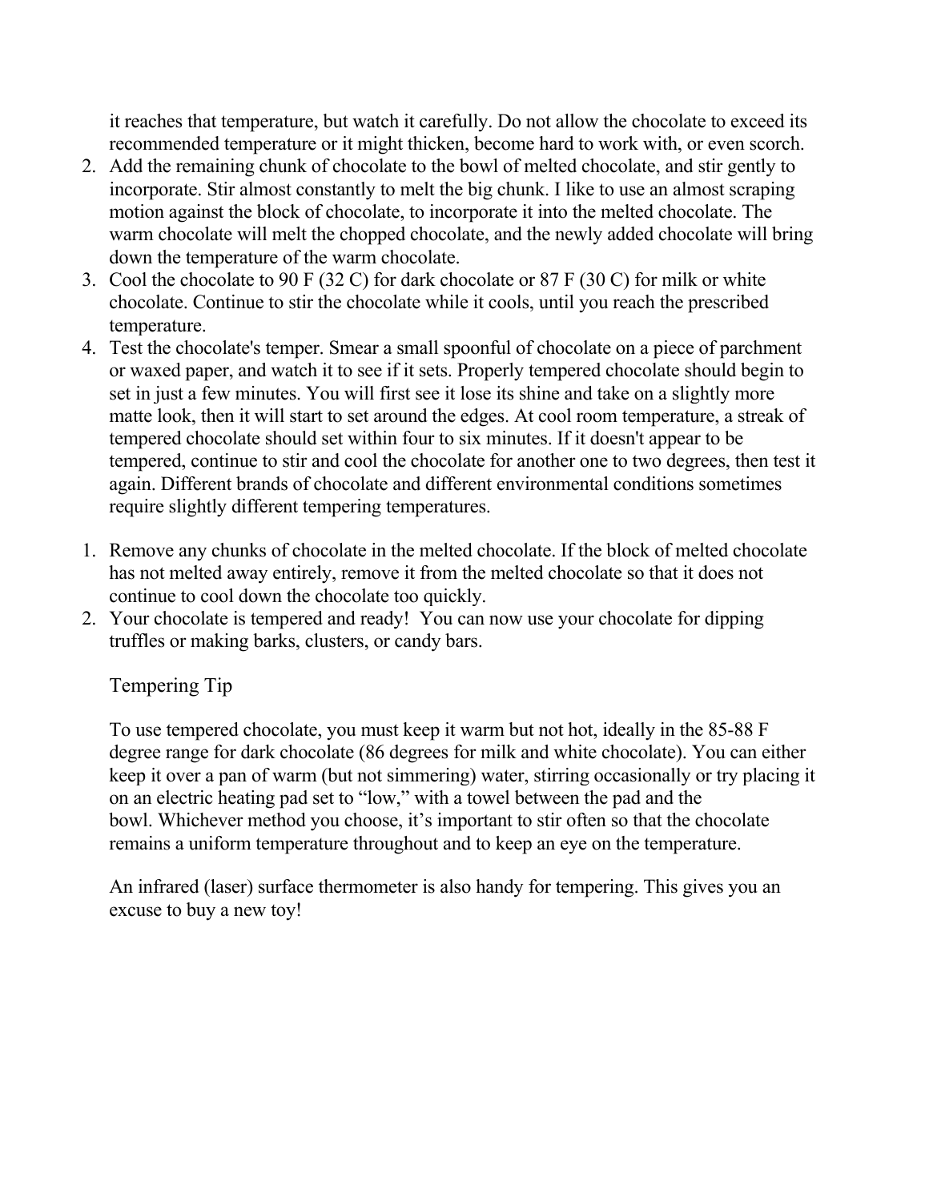it reaches that temperature, but watch it carefully. Do not allow the chocolate to exceed its recommended temperature or it might thicken, become hard to work with, or even scorch.

2. Add the remaining chunk of chocolate to the bowl of melted chocolate, and stir gently to incorporate. Stir almost constantly to melt the big chunk. I like to use an almost scraping motion against the block of chocolate, to incorporate it into the melted chocolate. The warm chocolate will melt the chopped chocolate, and the newly added chocolate will bring down the temperature of the warm chocolate.
3. Cool the chocolate to 90 F (32 C) for dark chocolate or 87 F (30 C) for milk or white chocolate. Continue to stir the chocolate while it cools, until you reach the prescribed temperature.
4. Test the chocolate's temper. Smear a small spoonful of chocolate on a piece of parchment or waxed paper, and watch it to see if it sets. Properly tempered chocolate should begin to set in just a few minutes. You will first see it lose its shine and take on a slightly more matte look, then it will start to set around the edges. At cool room temperature, a streak of tempered chocolate should set within four to six minutes. If it doesn't appear to be tempered, continue to stir and cool the chocolate for another one to two degrees, then test it again. Different brands of chocolate and different environmental conditions sometimes require slightly different tempering temperatures.

1. Remove any chunks of chocolate in the melted chocolate. If the block of melted chocolate has not melted away entirely, remove it from the melted chocolate so that it does not continue to cool down the chocolate too quickly.
2. Your chocolate is tempered and ready! You can now use your chocolate for dipping truffles or making barks, clusters, or candy bars.

Tempering Tip

To use tempered chocolate, you must keep it warm but not hot, ideally in the 85-88 F degree range for dark chocolate (86 degrees for milk and white chocolate). You can either keep it over a pan of warm (but not simmering) water, stirring occasionally or try placing it on an electric heating pad set to “low,” with a towel between the pad and the bowl. Whichever method you choose, it’s important to stir often so that the chocolate remains a uniform temperature throughout and to keep an eye on the temperature.

An infrared (laser) surface thermometer is also handy for tempering. This gives you an excuse to buy a new toy!